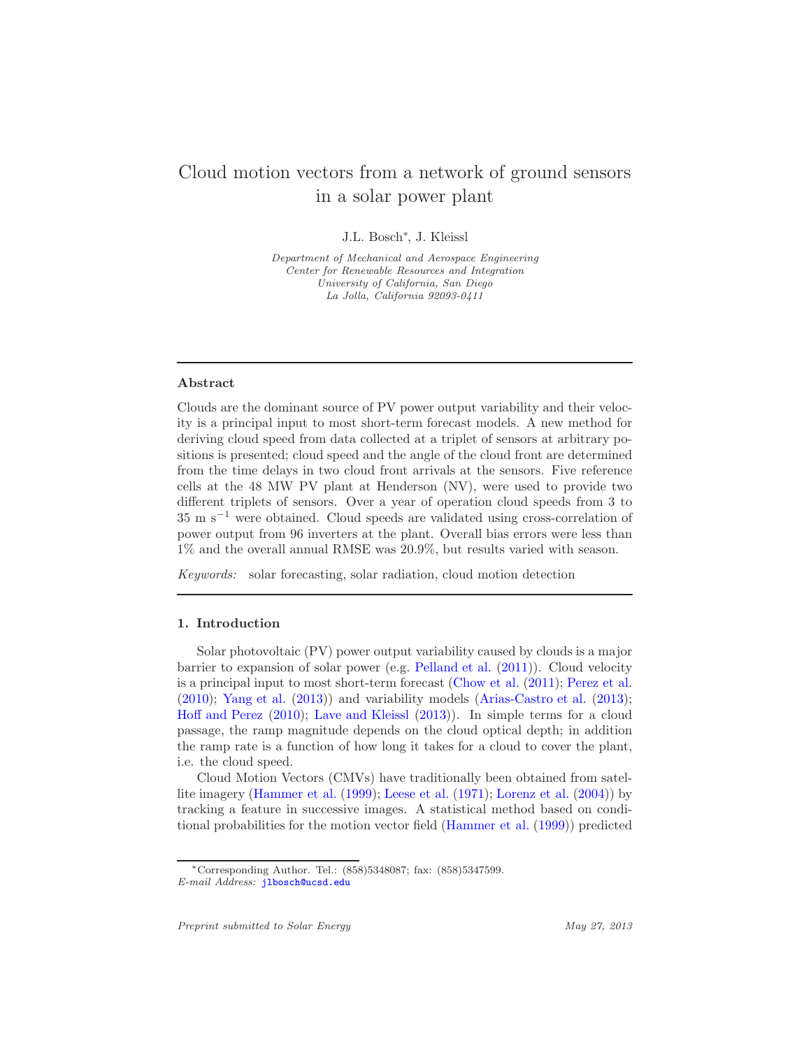# Cloud motion vectors from a network of ground sensors in a solar power plant

J.L. Bosch*, J. Kleissl

*Department of Mechanical and Aerospace Engineering*
*Center for Renewable Resources and Integration*
*University of California, San Diego*
*La Jolla, California 92093-0411*

---

## Abstract

Clouds are the dominant source of PV power output variability and their velocity is a principal input to most short-term forecast models. A new method for deriving cloud speed from data collected at a triplet of sensors at arbitrary positions is presented; cloud speed and the angle of the cloud front are determined from the time delays in two cloud front arrivals at the sensors. Five reference cells at the 48 MW PV plant at Henderson (NV), were used to provide two different triplets of sensors. Over a year of operation cloud speeds from 3 to 35 m s$^{-1}$ were obtained. Cloud speeds are validated using cross-correlation of power output from 96 inverters at the plant. Overall bias errors were less than 1% and the overall annual RMSE was 20.9%, but results varied with season.

*Keywords:* solar forecasting, solar radiation, cloud motion detection

---

## 1. Introduction

Solar photovoltaic (PV) power output variability caused by clouds is a major barrier to expansion of solar power (e.g. Pelland et al. (2011)). Cloud velocity is a principal input to most short-term forecast (Chow et al. (2011); Perez et al. (2010); Yang et al. (2013)) and variability models (Arias-Castro et al. (2013); Hoff and Perez (2010); Lave and Kleissl (2013)). In simple terms for a cloud passage, the ramp magnitude depends on the cloud optical depth; in addition the ramp rate is a function of how long it takes for a cloud to cover the plant, i.e. the cloud speed.

Cloud Motion Vectors (CMVs) have traditionally been obtained from satellite imagery (Hammer et al. (1999); Leese et al. (1971); Lorenz et al. (2004)) by tracking a feature in successive images. A statistical method based on conditional probabilities for the motion vector field (Hammer et al. (1999)) predicted

---

*Corresponding Author. Tel.: (858)5348087; fax: (858)5347599.
*E-mail Address:* jlbosch@ucsd.edu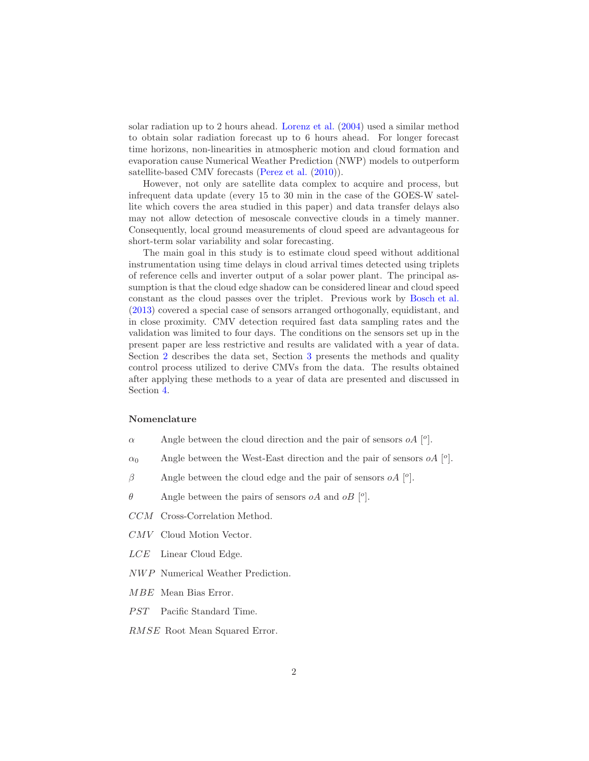solar radiation up to 2 hours ahead. Lorenz et al. (2004) used a similar method to obtain solar radiation forecast up to 6 hours ahead. For longer forecast time horizons, non-linearities in atmospheric motion and cloud formation and evaporation cause Numerical Weather Prediction (NWP) models to outperform satellite-based CMV forecasts (Perez et al. (2010)).

However, not only are satellite data complex to acquire and process, but infrequent data update (every 15 to 30 min in the case of the GOES-W satellite which covers the area studied in this paper) and data transfer delays also may not allow detection of mesoscale convective clouds in a timely manner. Consequently, local ground measurements of cloud speed are advantageous for short-term solar variability and solar forecasting.

The main goal in this study is to estimate cloud speed without additional instrumentation using time delays in cloud arrival times detected using triplets of reference cells and inverter output of a solar power plant. The principal assumption is that the cloud edge shadow can be considered linear and cloud speed constant as the cloud passes over the triplet. Previous work by Bosch et al. (2013) covered a special case of sensors arranged orthogonally, equidistant, and in close proximity. CMV detection required fast data sampling rates and the validation was limited to four days. The conditions on the sensors set up in the present paper are less restrictive and results are validated with a year of data. Section 2 describes the data set, Section 3 presents the methods and quality control process utilized to derive CMVs from the data. The results obtained after applying these methods to a year of data are presented and discussed in Section 4.

### Nomenclature

- $\alpha$ Angle between the cloud direction and the pair of sensors $oA$ [$^o$].
- $\alpha_0$ Angle between the West-East direction and the pair of sensors $oA$ [$^o$].
- $\beta$ Angle between the cloud edge and the pair of sensors $oA$ [$^o$].
- $\theta$ Angle between the pairs of sensors $oA$ and $oB$ [$^o$].
- $CCM$ Cross-Correlation Method.
- $CMV$ Cloud Motion Vector.
- $LCE$ Linear Cloud Edge.
- $NWP$ Numerical Weather Prediction.
- $MBE$ Mean Bias Error.
- $PST$ Pacific Standard Time.
- $RMSE$ Root Mean Squared Error.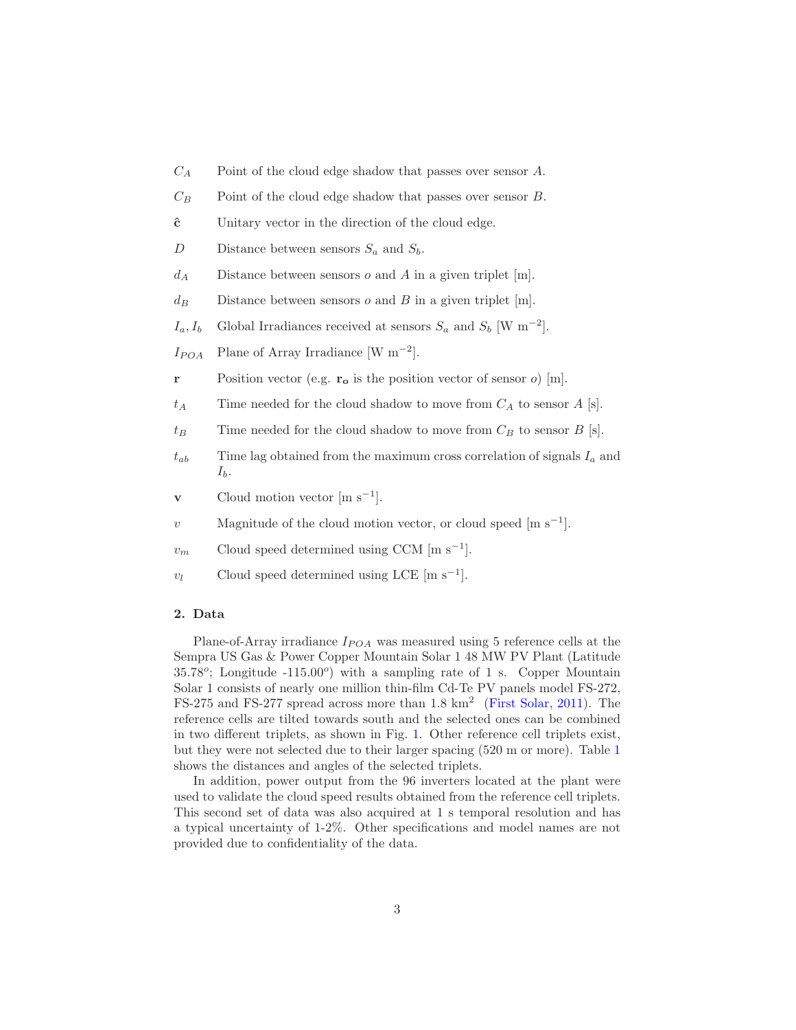$C_A$ Point of the cloud edge shadow that passes over sensor $A$.

$C_B$ Point of the cloud edge shadow that passes over sensor $B$.

$\hat{\mathbf{c}}$ Unitary vector in the direction of the cloud edge.

$D$ Distance between sensors $S_a$ and $S_b$.

$d_A$ Distance between sensors $o$ and $A$ in a given triplet [m].

$d_B$ Distance between sensors $o$ and $B$ in a given triplet [m].

$I_a, I_b$ Global Irradiances received at sensors $S_a$ and $S_b$ [W m$^{-2}$].

$I_{POA}$ Plane of Array Irradiance [W m$^{-2}$].

$\mathbf{r}$ Position vector (e.g. $\mathbf{r_o}$ is the position vector of sensor $o$) [m].

$t_A$ Time needed for the cloud shadow to move from $C_A$ to sensor $A$ [s].

$t_B$ Time needed for the cloud shadow to move from $C_B$ to sensor $B$ [s].

$t_{ab}$ Time lag obtained from the maximum cross correlation of signals $I_a$ and $I_b$.

$\mathbf{v}$ Cloud motion vector [m s$^{-1}$].

$v$ Magnitude of the cloud motion vector, or cloud speed [m s$^{-1}$].

$v_m$ Cloud speed determined using CCM [m s$^{-1}$].

$v_l$ Cloud speed determined using LCE [m s$^{-1}$].

## 2. Data

Plane-of-Array irradiance $I_{POA}$ was measured using 5 reference cells at the Sempra US Gas & Power Copper Mountain Solar 1 48 MW PV Plant (Latitude 35.78$^o$; Longitude -115.00$^o$) with a sampling rate of 1 s. Copper Mountain Solar 1 consists of nearly one million thin-film Cd-Te PV panels model FS-272, FS-275 and FS-277 spread across more than 1.8 km$^2$ (First Solar, 2011). The reference cells are tilted towards south and the selected ones can be combined in two different triplets, as shown in Fig. 1. Other reference cell triplets exist, but they were not selected due to their larger spacing (520 m or more). Table 1 shows the distances and angles of the selected triplets.

In addition, power output from the 96 inverters located at the plant were used to validate the cloud speed results obtained from the reference cell triplets. This second set of data was also acquired at 1 s temporal resolution and has a typical uncertainty of 1-2%. Other specifications and model names are not provided due to confidentiality of the data.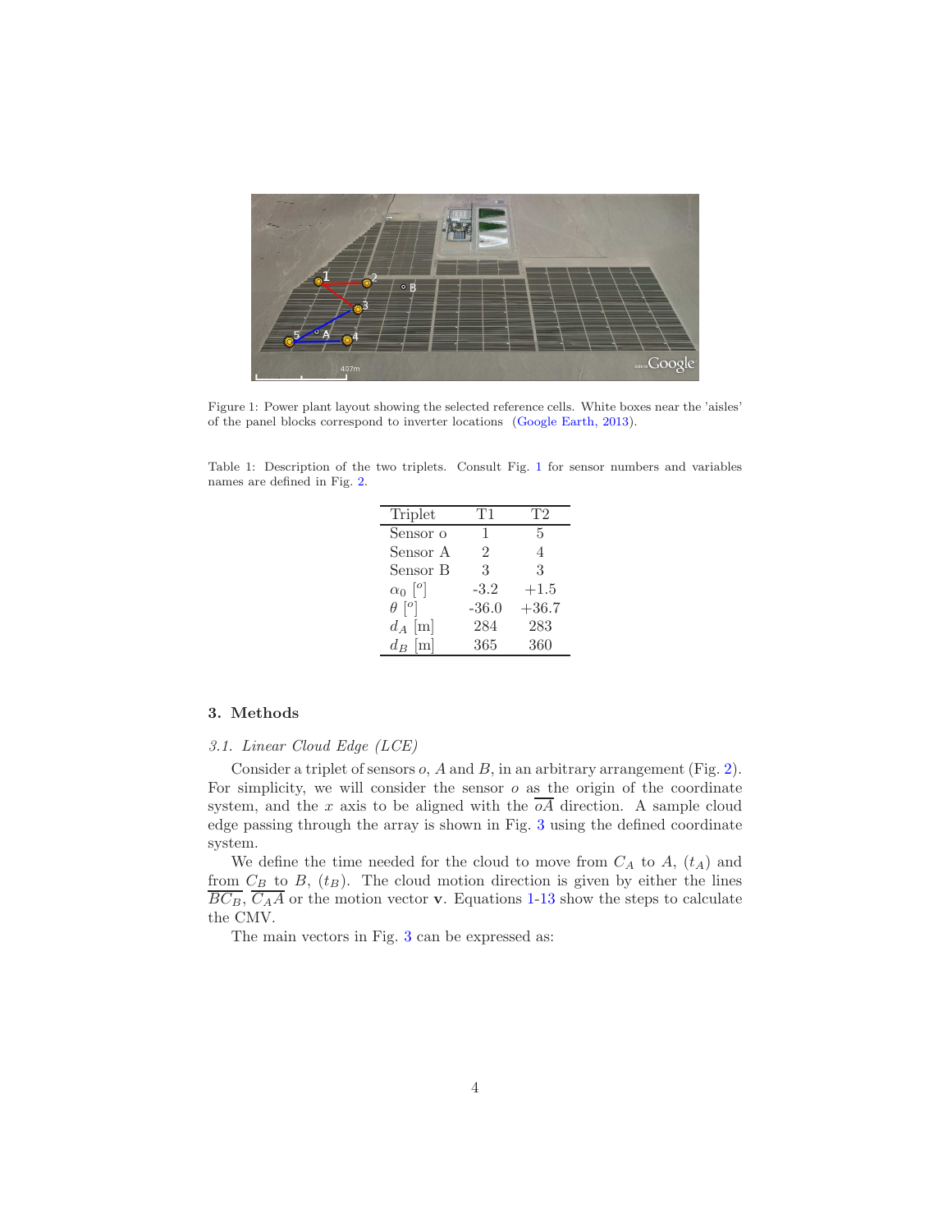Figure 1: Power plant layout showing the selected reference cells. White boxes near the 'aisles' of the panel blocks correspond to inverter locations (Google Earth, 2013).

Table 1: Description of the two triplets. Consult Fig. 1 for sensor numbers and variables names are defined in Fig. 2.

| Triplet | T1 | T2 |
|---|---|---|
| Sensor o | 1 | 5 |
| Sensor A | 2 | 4 |
| Sensor B | 3 | 3 |
| $\alpha_0$ [$^o$] | -3.2 | +1.5 |
| $\theta$ [$^o$] | -36.0 | +36.7 |
| $d_A$ [m] | 284 | 283 |
| $d_B$ [m] | 365 | 360 |

## 3. Methods

### 3.1. Linear Cloud Edge (LCE)

Consider a triplet of sensors $o$, $A$ and $B$, in an arbitrary arrangement (Fig. 2). For simplicity, we will consider the sensor $o$ as the origin of the coordinate system, and the $x$ axis to be aligned with the $\overline{oA}$ direction. A sample cloud edge passing through the array is shown in Fig. 3 using the defined coordinate system.

We define the time needed for the cloud to move from $C_A$ to $A$, ($t_A$) and from $C_B$ to $B$, ($t_B$). The cloud motion direction is given by either the lines $\overline{BC_B}$, $\overline{C_A A}$ or the motion vector $\mathbf{v}$. Equations 1-13 show the steps to calculate the CMV.

The main vectors in Fig. 3 can be expressed as: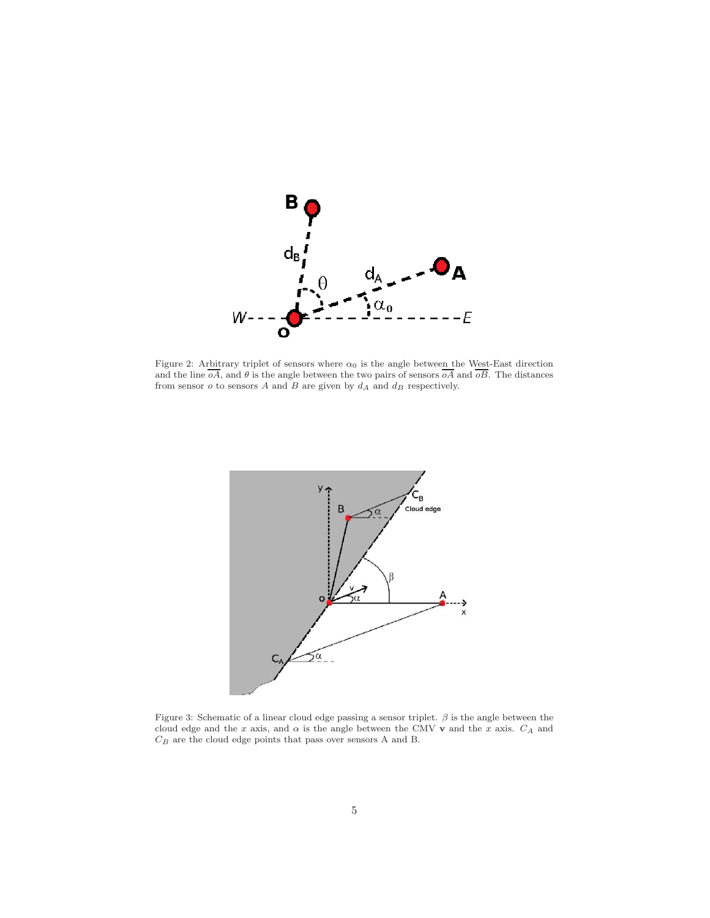Figure 2: Arbitrary triplet of sensors where $\alpha_0$ is the angle between the West-East direction and the line $\overline{oA}$, and $\theta$ is the angle between the two pairs of sensors $\overline{oA}$ and $\overline{oB}$. The distances from sensor $o$ to sensors $A$ and $B$ are given by $d_A$ and $d_B$ respectively.

Figure 3: Schematic of a linear cloud edge passing a sensor triplet. $\beta$ is the angle between the cloud edge and the $x$ axis, and $\alpha$ is the angle between the CMV $\mathbf{v}$ and the $x$ axis. $C_A$ and $C_B$ are the cloud edge points that pass over sensors A and B.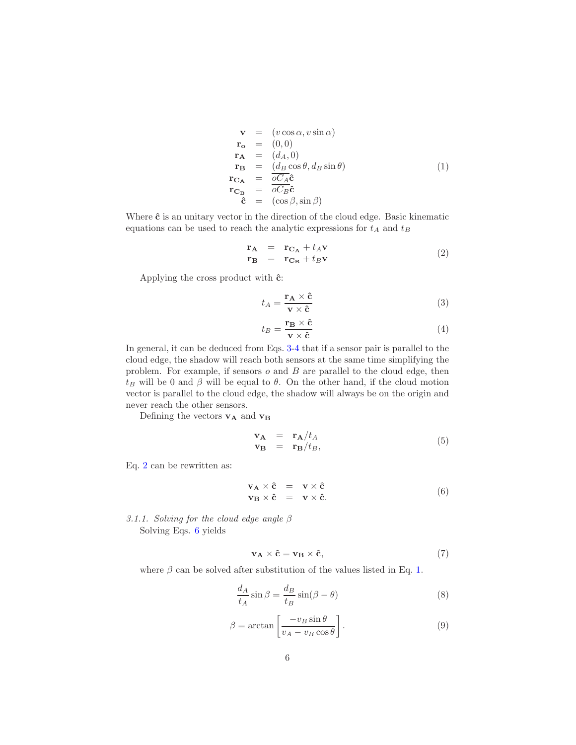$$
\begin{aligned}
\mathbf{v} &= (v\cos\alpha, v\sin\alpha) \\
\mathbf{r_o} &= (0,0) \\
\mathbf{r_A} &= (d_A, 0) \\
\mathbf{r_B} &= (d_B\cos\theta, d_B\sin\theta) \\
\mathbf{r_{C_A}} &= \overline{oC_A}\hat{\mathbf{c}} \\
\mathbf{r_{C_B}} &= \overline{oC_B}\hat{\mathbf{c}} \\
\hat{\mathbf{c}} &= (\cos\beta, \sin\beta)
\end{aligned}
\tag{1}
$$

Where $\hat{\mathbf{c}}$ is an unitary vector in the direction of the cloud edge. Basic kinematic equations can be used to reach the analytic expressions for $t_A$ and $t_B$

$$
\begin{aligned}
\mathbf{r_A} &= \mathbf{r_{C_A}} + t_A\mathbf{v} \\
\mathbf{r_B} &= \mathbf{r_{C_B}} + t_B\mathbf{v}
\end{aligned}
\tag{2}
$$

Applying the cross product with $\hat{\mathbf{c}}$:

$$
t_A = \frac{\mathbf{r_A} \times \hat{\mathbf{c}}}{\mathbf{v} \times \hat{\mathbf{c}}} \tag{3}
$$

$$
t_B = \frac{\mathbf{r_B} \times \hat{\mathbf{c}}}{\mathbf{v} \times \hat{\mathbf{c}}} \tag{4}
$$

In general, it can be deduced from Eqs. 3-4 that if a sensor pair is parallel to the cloud edge, the shadow will reach both sensors at the same time simplifying the problem. For example, if sensors $o$ and $B$ are parallel to the cloud edge, then $t_B$ will be 0 and $\beta$ will be equal to $\theta$. On the other hand, if the cloud motion vector is parallel to the cloud edge, the shadow will always be on the origin and never reach the other sensors.

Defining the vectors $\mathbf{v_A}$ and $\mathbf{v_B}$

$$
\begin{aligned}
\mathbf{v_A} &= \mathbf{r_A}/t_A \\
\mathbf{v_B} &= \mathbf{r_B}/t_B,
\end{aligned}
\tag{5}
$$

Eq. 2 can be rewritten as:

$$
\begin{aligned}
\mathbf{v_A} \times \hat{\mathbf{c}} &= \mathbf{v} \times \hat{\mathbf{c}} \\
\mathbf{v_B} \times \hat{\mathbf{c}} &= \mathbf{v} \times \hat{\mathbf{c}}.
\end{aligned}
\tag{6}
$$

*3.1.1. Solving for the cloud edge angle $\beta$*

Solving Eqs. 6 yields

$$
\mathbf{v_A} \times \hat{\mathbf{c}} = \mathbf{v_B} \times \hat{\mathbf{c}}, \tag{7}
$$

where $\beta$ can be solved after substitution of the values listed in Eq. 1.

$$
\frac{d_A}{t_A}\sin\beta = \frac{d_B}{t_B}\sin(\beta - \theta) \tag{8}
$$

$$
\beta = \arctan\left[\frac{-v_B\sin\theta}{v_A - v_B\cos\theta}\right]. \tag{9}
$$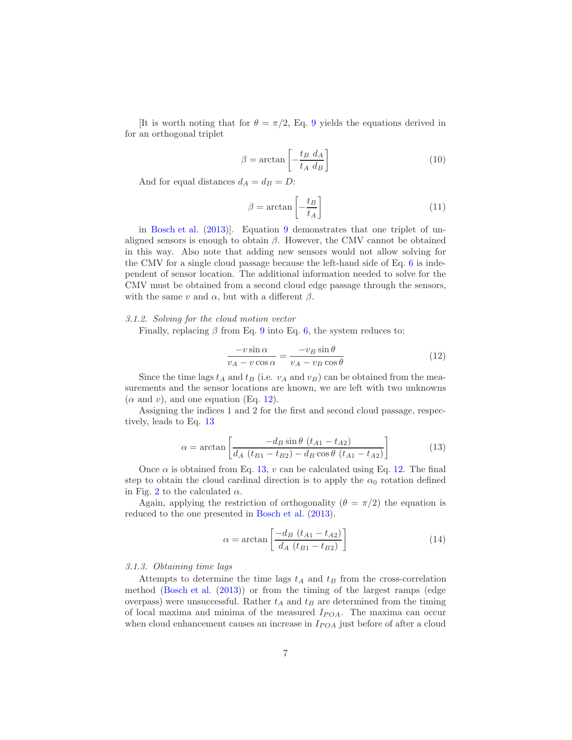[It is worth noting that for $\theta = \pi/2$, Eq. 9 yields the equations derived in for an orthogonal triplet

$$\beta = \arctan\left[-\frac{t_B\ d_A}{t_A\ d_B}\right] \tag{10}$$

And for equal distances $d_A = d_B = D$:

$$\beta = \arctan\left[-\frac{t_B}{t_A}\right] \tag{11}$$

in Bosch et al. (2013)]. Equation 9 demonstrates that one triplet of unaligned sensors is enough to obtain $\beta$. However, the CMV cannot be obtained in this way. Also note that adding new sensors would not allow solving for the CMV for a single cloud passage because the left-hand side of Eq. 6 is independent of sensor location. The additional information needed to solve for the CMV must be obtained from a second cloud edge passage through the sensors, with the same $v$ and $\alpha$, but with a different $\beta$.

### *3.1.2. Solving for the cloud motion vector*

Finally, replacing $\beta$ from Eq. 9 into Eq. 6, the system reduces to:

$$\frac{-v\sin\alpha}{v_A - v\cos\alpha} = \frac{-v_B\sin\theta}{v_A - v_B\cos\theta} \tag{12}$$

Since the time lags $t_A$ and $t_B$ (i.e. $v_A$ and $v_B$) can be obtained from the measurements and the sensor locations are known, we are left with two unknowns ($\alpha$ and $v$), and one equation (Eq. 12).

Assigning the indices 1 and 2 for the first and second cloud passage, respectively, leads to Eq. 13

$$\alpha = \arctan\left[\frac{-d_B\sin\theta\ (t_{A1} - t_{A2})}{d_A\ (t_{B1} - t_{B2}) - d_B\cos\theta\ (t_{A1} - t_{A2})}\right] \tag{13}$$

Once $\alpha$ is obtained from Eq. 13, $v$ can be calculated using Eq. 12. The final step to obtain the cloud cardinal direction is to apply the $\alpha_0$ rotation defined in Fig. 2 to the calculated $\alpha$.

Again, applying the restriction of orthogonality ($\theta = \pi/2$) the equation is reduced to the one presented in Bosch et al. (2013).

$$\alpha = \arctan\left[\frac{-d_B\ (t_{A1} - t_{A2})}{d_A\ (t_{B1} - t_{B2})}\right] \tag{14}$$

### *3.1.3. Obtaining time lags*

Attempts to determine the time lags $t_A$ and $t_B$ from the cross-correlation method (Bosch et al. (2013)) or from the timing of the largest ramps (edge overpass) were unsuccessful. Rather $t_A$ and $t_B$ are determined from the timing of local maxima and minima of the measured $I_{POA}$. The maxima can occur when cloud enhancement causes an increase in $I_{POA}$ just before of after a cloud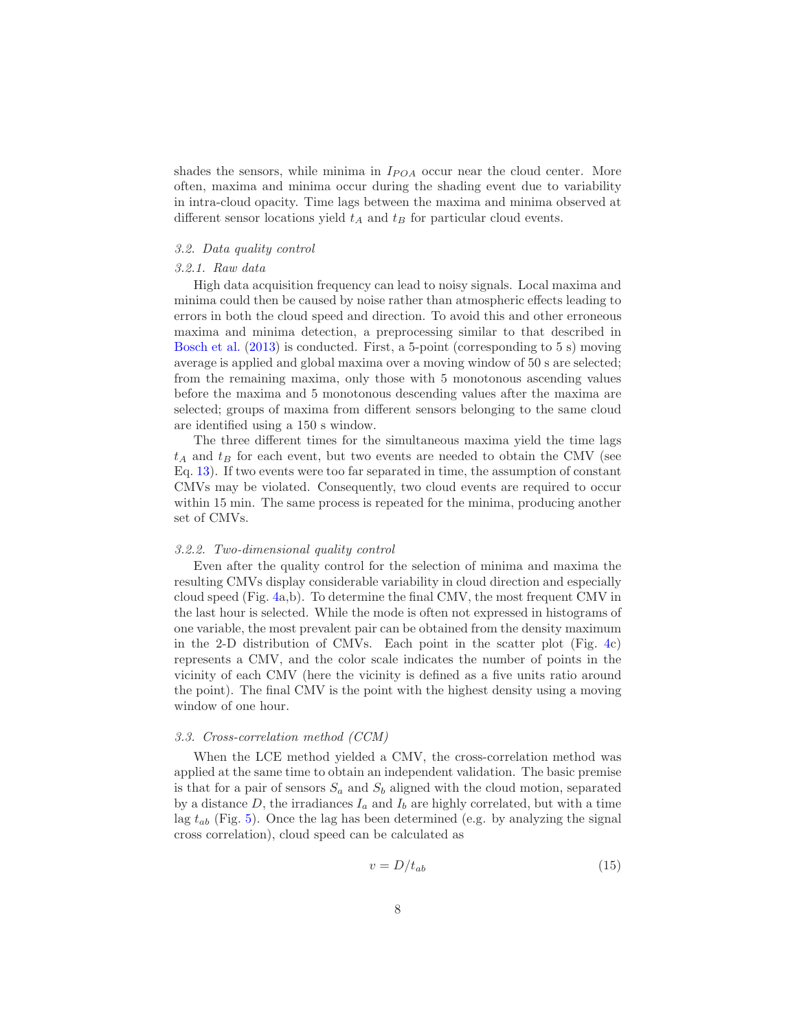shades the sensors, while minima in $I_{POA}$ occur near the cloud center. More often, maxima and minima occur during the shading event due to variability in intra-cloud opacity. Time lags between the maxima and minima observed at different sensor locations yield $t_A$ and $t_B$ for particular cloud events.

### 3.2. Data quality control

#### 3.2.1. Raw data

High data acquisition frequency can lead to noisy signals. Local maxima and minima could then be caused by noise rather than atmospheric effects leading to errors in both the cloud speed and direction. To avoid this and other erroneous maxima and minima detection, a preprocessing similar to that described in Bosch et al. (2013) is conducted. First, a 5-point (corresponding to 5 s) moving average is applied and global maxima over a moving window of 50 s are selected; from the remaining maxima, only those with 5 monotonous ascending values before the maxima and 5 monotonous descending values after the maxima are selected; groups of maxima from different sensors belonging to the same cloud are identified using a 150 s window.

The three different times for the simultaneous maxima yield the time lags $t_A$ and $t_B$ for each event, but two events are needed to obtain the CMV (see Eq. 13). If two events were too far separated in time, the assumption of constant CMVs may be violated. Consequently, two cloud events are required to occur within 15 min. The same process is repeated for the minima, producing another set of CMVs.

#### 3.2.2. Two-dimensional quality control

Even after the quality control for the selection of minima and maxima the resulting CMVs display considerable variability in cloud direction and especially cloud speed (Fig. 4a,b). To determine the final CMV, the most frequent CMV in the last hour is selected. While the mode is often not expressed in histograms of one variable, the most prevalent pair can be obtained from the density maximum in the 2-D distribution of CMVs. Each point in the scatter plot (Fig. 4c) represents a CMV, and the color scale indicates the number of points in the vicinity of each CMV (here the vicinity is defined as a five units ratio around the point). The final CMV is the point with the highest density using a moving window of one hour.

### 3.3. Cross-correlation method (CCM)

When the LCE method yielded a CMV, the cross-correlation method was applied at the same time to obtain an independent validation. The basic premise is that for a pair of sensors $S_a$ and $S_b$ aligned with the cloud motion, separated by a distance $D$, the irradiances $I_a$ and $I_b$ are highly correlated, but with a time lag $t_{ab}$ (Fig. 5). Once the lag has been determined (e.g. by analyzing the signal cross correlation), cloud speed can be calculated as

$$v = D/t_{ab} \tag{15}$$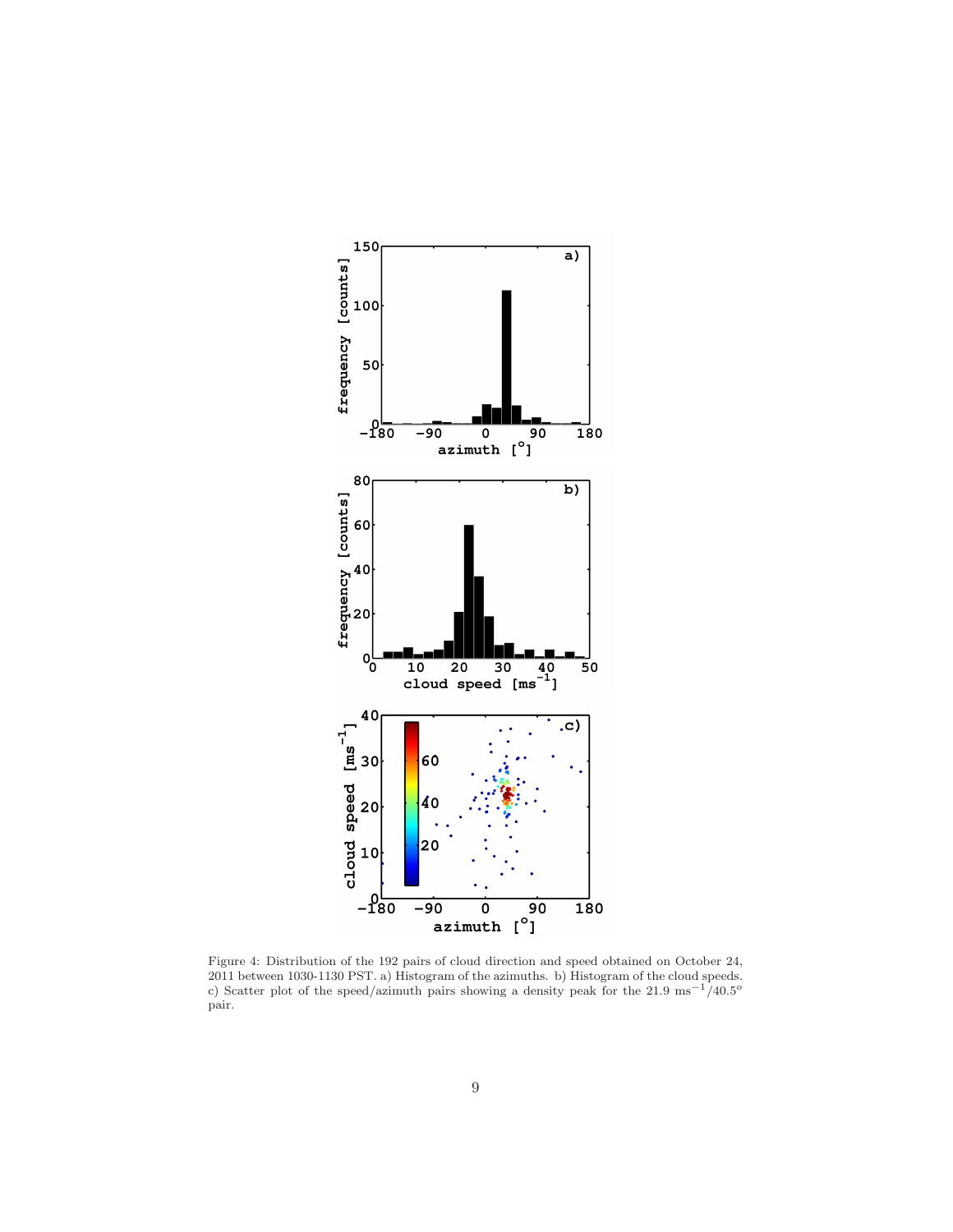Figure 4: Distribution of the 192 pairs of cloud direction and speed obtained on October 24, 2011 between 1030-1130 PST. a) Histogram of the azimuths. b) Histogram of the cloud speeds. c) Scatter plot of the speed/azimuth pairs showing a density peak for the 21.9 $\mathrm{ms}^{-1}/40.5^{o}$ pair.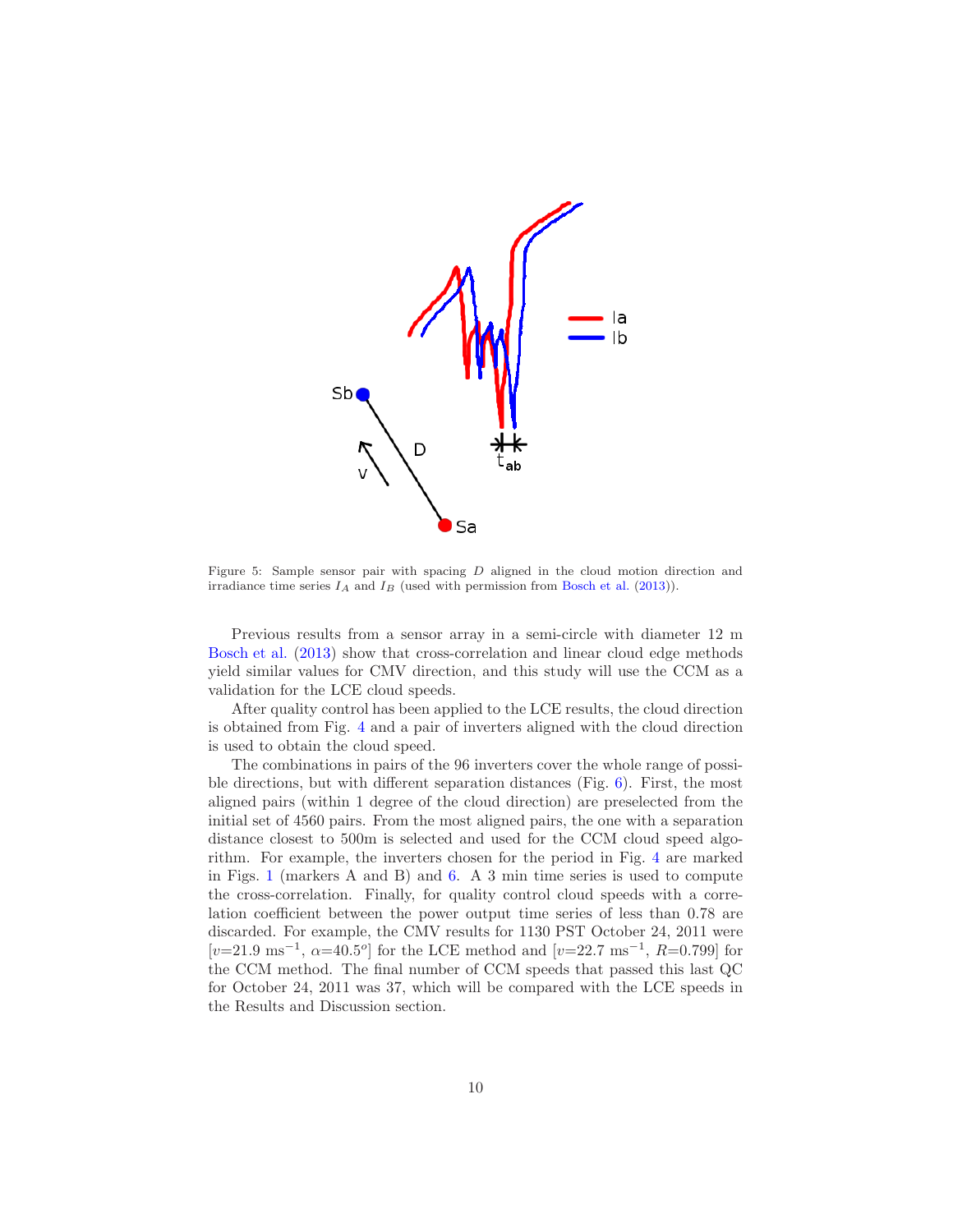Figure 5: Sample sensor pair with spacing $D$ aligned in the cloud motion direction and irradiance time series $I_A$ and $I_B$ (used with permission from Bosch et al. (2013)).

Previous results from a sensor array in a semi-circle with diameter 12 m Bosch et al. (2013) show that cross-correlation and linear cloud edge methods yield similar values for CMV direction, and this study will use the CCM as a validation for the LCE cloud speeds.

After quality control has been applied to the LCE results, the cloud direction is obtained from Fig. 4 and a pair of inverters aligned with the cloud direction is used to obtain the cloud speed.

The combinations in pairs of the 96 inverters cover the whole range of possible directions, but with different separation distances (Fig. 6). First, the most aligned pairs (within 1 degree of the cloud direction) are preselected from the initial set of 4560 pairs. From the most aligned pairs, the one with a separation distance closest to 500m is selected and used for the CCM cloud speed algorithm. For example, the inverters chosen for the period in Fig. 4 are marked in Figs. 1 (markers A and B) and 6. A 3 min time series is used to compute the cross-correlation. Finally, for quality control cloud speeds with a correlation coefficient between the power output time series of less than 0.78 are discarded. For example, the CMV results for 1130 PST October 24, 2011 were [$v$=21.9 ms$^{-1}$, $\alpha$=40.5$^o$] for the LCE method and [$v$=22.7 ms$^{-1}$, $R$=0.799] for the CCM method. The final number of CCM speeds that passed this last QC for October 24, 2011 was 37, which will be compared with the LCE speeds in the Results and Discussion section.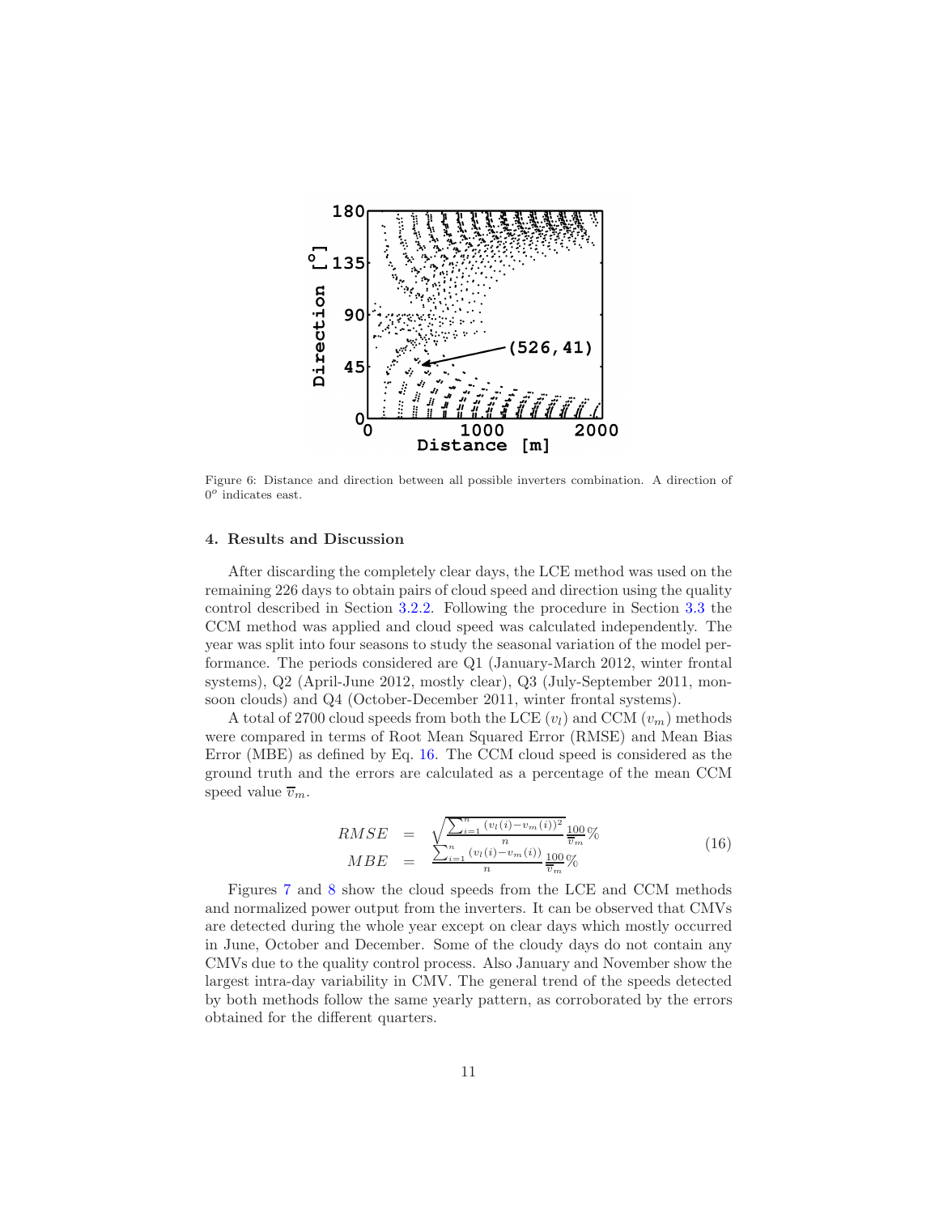Figure 6: Distance and direction between all possible inverters combination. A direction of $0^o$ indicates east.

## 4. Results and Discussion

After discarding the completely clear days, the LCE method was used on the remaining 226 days to obtain pairs of cloud speed and direction using the quality control described in Section 3.2.2. Following the procedure in Section 3.3 the CCM method was applied and cloud speed was calculated independently. The year was split into four seasons to study the seasonal variation of the model performance. The periods considered are Q1 (January-March 2012, winter frontal systems), Q2 (April-June 2012, mostly clear), Q3 (July-September 2011, monsoon clouds) and Q4 (October-December 2011, winter frontal systems).

A total of 2700 cloud speeds from both the LCE ($v_l$) and CCM ($v_m$) methods were compared in terms of Root Mean Squared Error (RMSE) and Mean Bias Error (MBE) as defined by Eq. 16. The CCM cloud speed is considered as the ground truth and the errors are calculated as a percentage of the mean CCM speed value $\overline{v}_m$.

$$
\begin{aligned}
RMSE &= \sqrt{\frac{\sum_{i=1}^{n}(v_l(i)-v_m(i))^2}{n}}\frac{100}{\overline{v}_m}\% \\
MBE &= \frac{\sum_{i=1}^{n}(v_l(i)-v_m(i))}{n}\frac{100}{\overline{v}_m}\%
\end{aligned}
\tag{16}
$$

Figures 7 and 8 show the cloud speeds from the LCE and CCM methods and normalized power output from the inverters. It can be observed that CMVs are detected during the whole year except on clear days which mostly occurred in June, October and December. Some of the cloudy days do not contain any CMVs due to the quality control process. Also January and November show the largest intra-day variability in CMV. The general trend of the speeds detected by both methods follow the same yearly pattern, as corroborated by the errors obtained for the different quarters.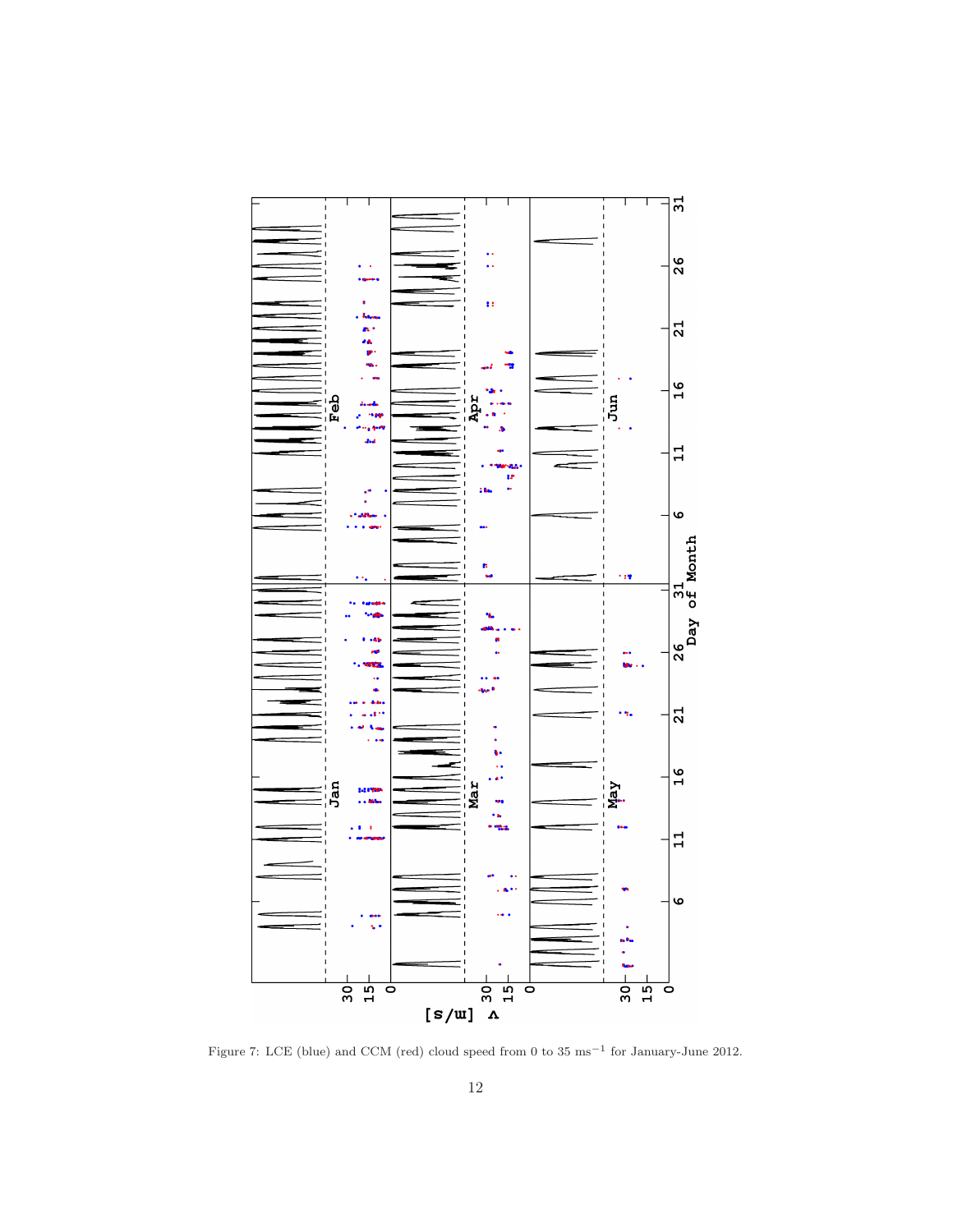Figure 7: LCE (blue) and CCM (red) cloud speed from 0 to 35 $\mathrm{ms}^{-1}$ for January-June 2012.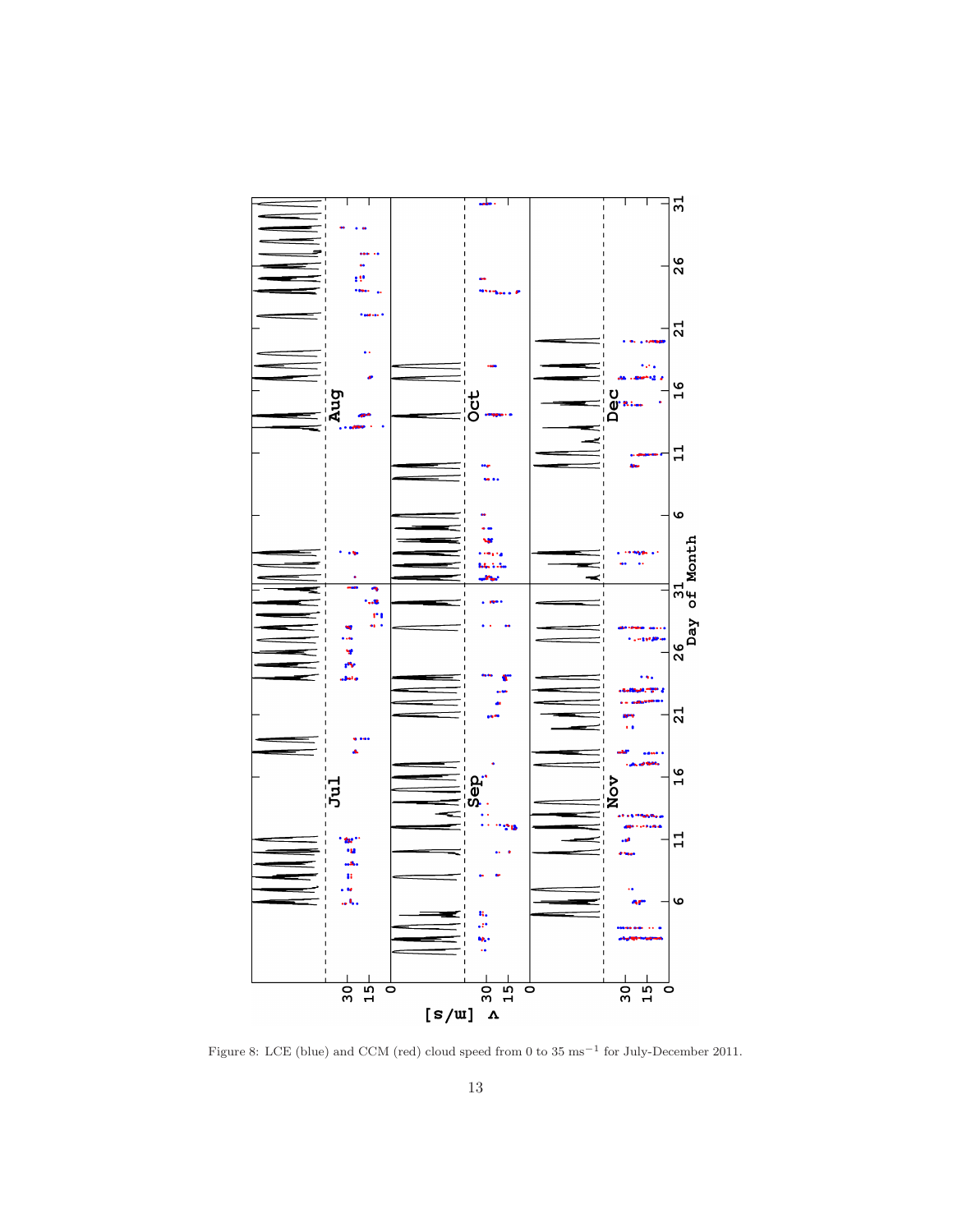Figure 8: LCE (blue) and CCM (red) cloud speed from 0 to 35 $\mathrm{ms}^{-1}$ for July-December 2011.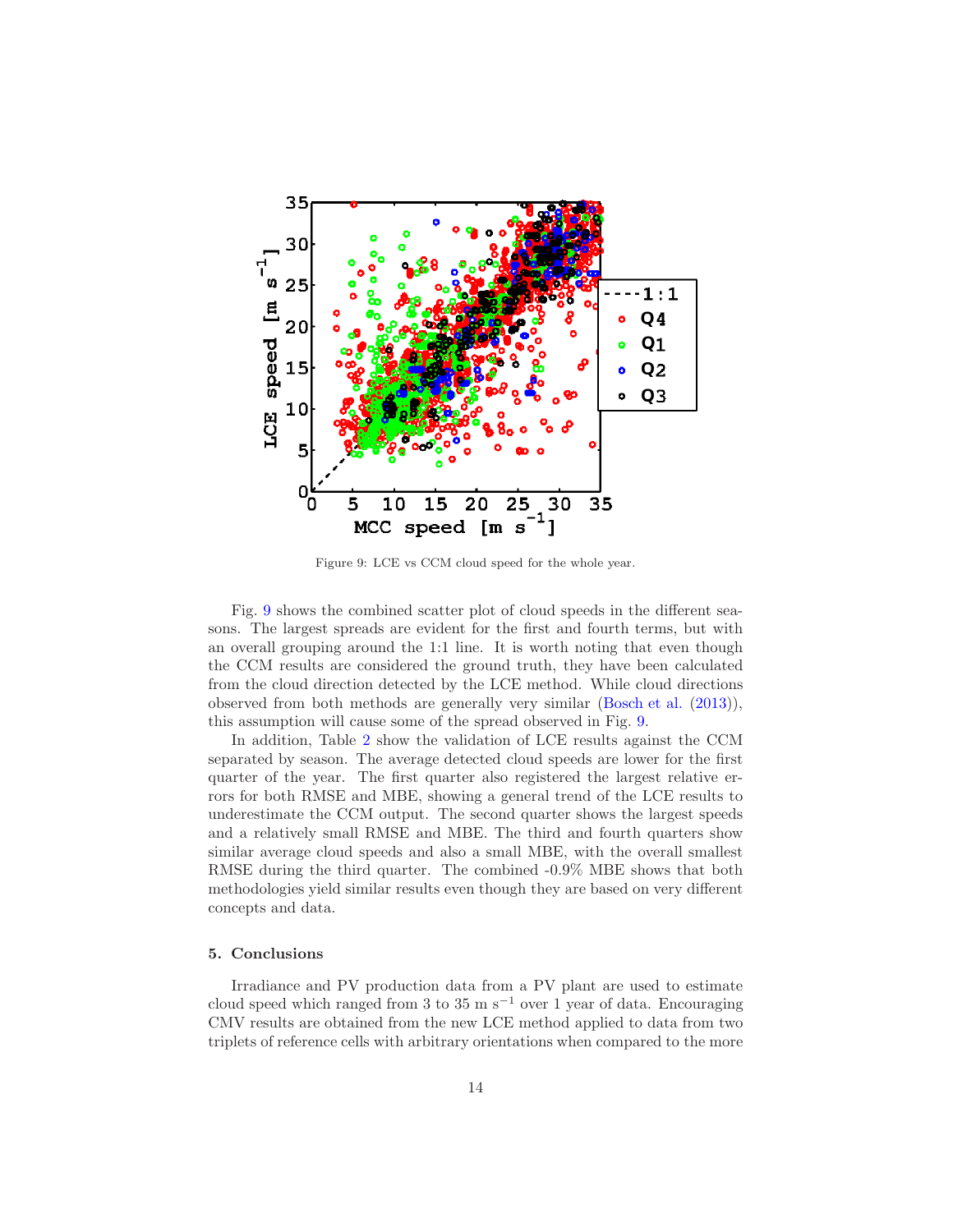Figure 9: LCE vs CCM cloud speed for the whole year.

Fig. 9 shows the combined scatter plot of cloud speeds in the different seasons. The largest spreads are evident for the first and fourth terms, but with an overall grouping around the 1:1 line. It is worth noting that even though the CCM results are considered the ground truth, they have been calculated from the cloud direction detected by the LCE method. While cloud directions observed from both methods are generally very similar (Bosch et al. (2013)), this assumption will cause some of the spread observed in Fig. 9.

In addition, Table 2 show the validation of LCE results against the CCM separated by season. The average detected cloud speeds are lower for the first quarter of the year. The first quarter also registered the largest relative errors for both RMSE and MBE, showing a general trend of the LCE results to underestimate the CCM output. The second quarter shows the largest speeds and a relatively small RMSE and MBE. The third and fourth quarters show similar average cloud speeds and also a small MBE, with the overall smallest RMSE during the third quarter. The combined -0.9% MBE shows that both methodologies yield similar results even though they are based on very different concepts and data.

### 5. Conclusions

Irradiance and PV production data from a PV plant are used to estimate cloud speed which ranged from 3 to 35 m s$^{-1}$ over 1 year of data. Encouraging CMV results are obtained from the new LCE method applied to data from two triplets of reference cells with arbitrary orientations when compared to the more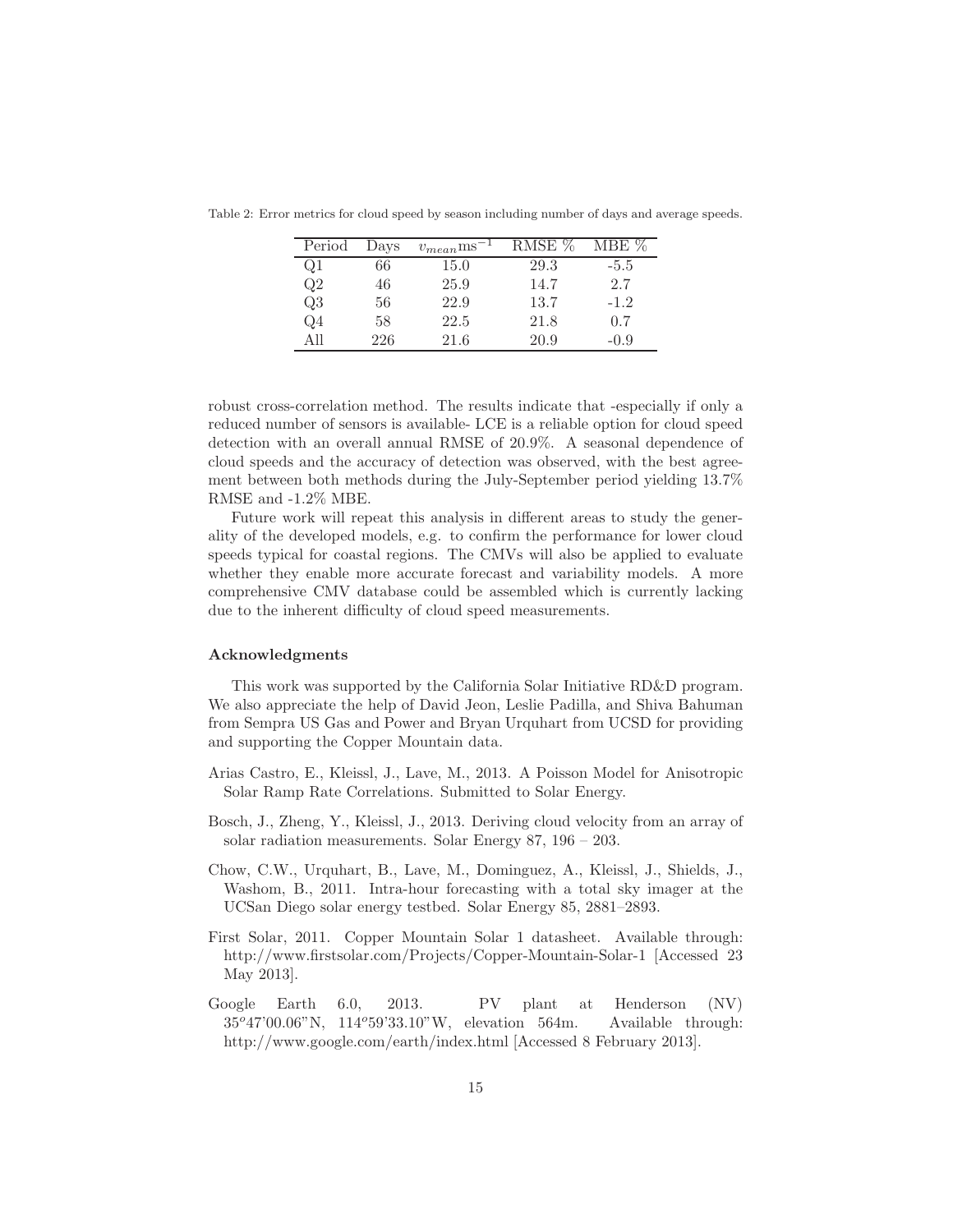Table 2: Error metrics for cloud speed by season including number of days and average speeds.

| Period | Days | $v_{mean}\text{ms}^{-1}$ | RMSE % | MBE % |
|---|---|---|---|---|
| Q1 | 66 | 15.0 | 29.3 | -5.5 |
| Q2 | 46 | 25.9 | 14.7 | 2.7 |
| Q3 | 56 | 22.9 | 13.7 | -1.2 |
| Q4 | 58 | 22.5 | 21.8 | 0.7 |
| All | 226 | 21.6 | 20.9 | -0.9 |

robust cross-correlation method. The results indicate that -especially if only a reduced number of sensors is available- LCE is a reliable option for cloud speed detection with an overall annual RMSE of 20.9%. A seasonal dependence of cloud speeds and the accuracy of detection was observed, with the best agreement between both methods during the July-September period yielding 13.7% RMSE and -1.2% MBE.

Future work will repeat this analysis in different areas to study the generality of the developed models, e.g. to confirm the performance for lower cloud speeds typical for coastal regions. The CMVs will also be applied to evaluate whether they enable more accurate forecast and variability models. A more comprehensive CMV database could be assembled which is currently lacking due to the inherent difficulty of cloud speed measurements.

### Acknowledgments

This work was supported by the California Solar Initiative RD&D program. We also appreciate the help of David Jeon, Leslie Padilla, and Shiva Bahuman from Sempra US Gas and Power and Bryan Urquhart from UCSD for providing and supporting the Copper Mountain data.

Arias Castro, E., Kleissl, J., Lave, M., 2013. A Poisson Model for Anisotropic Solar Ramp Rate Correlations. Submitted to Solar Energy.

Bosch, J., Zheng, Y., Kleissl, J., 2013. Deriving cloud velocity from an array of solar radiation measurements. Solar Energy 87, 196 – 203.

Chow, C.W., Urquhart, B., Lave, M., Dominguez, A., Kleissl, J., Shields, J., Washom, B., 2011. Intra-hour forecasting with a total sky imager at the UCSan Diego solar energy testbed. Solar Energy 85, 2881–2893.

First Solar, 2011. Copper Mountain Solar 1 datasheet. Available through: http://www.firstsolar.com/Projects/Copper-Mountain-Solar-1 [Accessed 23 May 2013].

Google Earth 6.0, 2013. PV plant at Henderson (NV) $35^o$47'00.06"N, $114^o$59'33.10"W, elevation 564m. Available through: http://www.google.com/earth/index.html [Accessed 8 February 2013].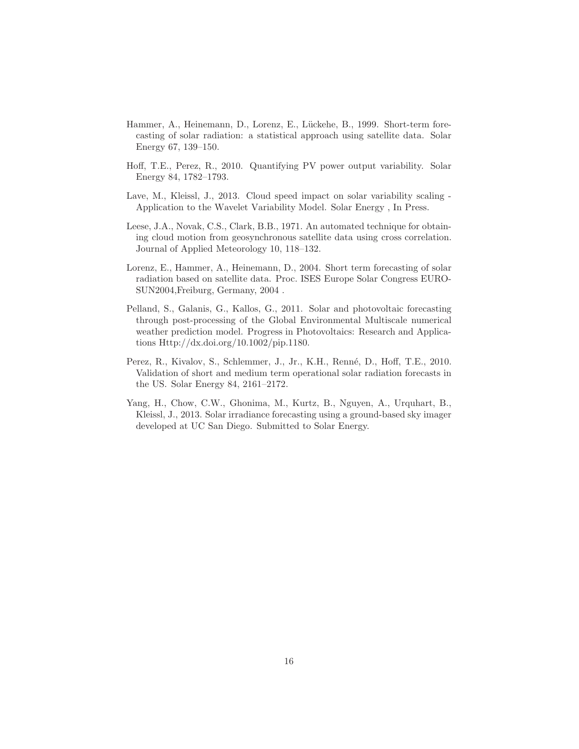Hammer, A., Heinemann, D., Lorenz, E., Lückehe, B., 1999. Short-term forecasting of solar radiation: a statistical approach using satellite data. Solar Energy 67, 139–150.

Hoff, T.E., Perez, R., 2010. Quantifying PV power output variability. Solar Energy 84, 1782–1793.

Lave, M., Kleissl, J., 2013. Cloud speed impact on solar variability scaling - Application to the Wavelet Variability Model. Solar Energy , In Press.

Leese, J.A., Novak, C.S., Clark, B.B., 1971. An automated technique for obtaining cloud motion from geosynchronous satellite data using cross correlation. Journal of Applied Meteorology 10, 118–132.

Lorenz, E., Hammer, A., Heinemann, D., 2004. Short term forecasting of solar radiation based on satellite data. Proc. ISES Europe Solar Congress EUROSUN2004,Freiburg, Germany, 2004 .

Pelland, S., Galanis, G., Kallos, G., 2011. Solar and photovoltaic forecasting through post-processing of the Global Environmental Multiscale numerical weather prediction model. Progress in Photovoltaics: Research and Applications Http://dx.doi.org/10.1002/pip.1180.

Perez, R., Kivalov, S., Schlemmer, J., Jr., K.H., Renné, D., Hoff, T.E., 2010. Validation of short and medium term operational solar radiation forecasts in the US. Solar Energy 84, 2161–2172.

Yang, H., Chow, C.W., Ghonima, M., Kurtz, B., Nguyen, A., Urquhart, B., Kleissl, J., 2013. Solar irradiance forecasting using a ground-based sky imager developed at UC San Diego. Submitted to Solar Energy.